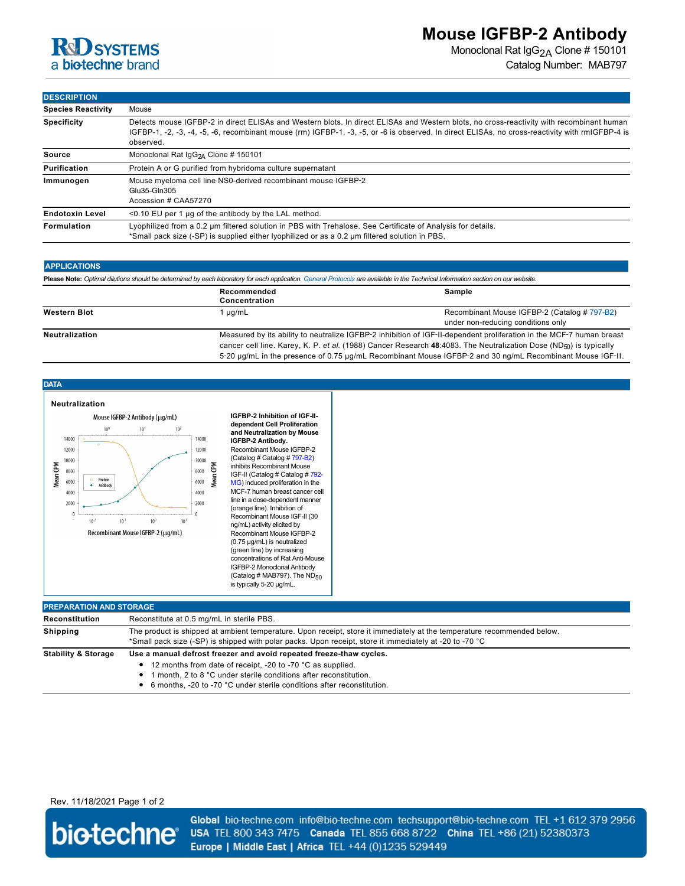# Mouse IGFBP-2 Antibody

Monoclonal Rat $IgG_{2A}$ Clone # 150101

Catalog Number: MAB797

## DESCRIPTION

| | |
|---|---|
| **Species Reactivity** | Mouse |
| **Specificity** | Detects mouse IGFBP-2 in direct ELISAs and Western blots. In direct ELISAs and Western blots, no cross-reactivity with recombinant human IGFBP-1, -2, -3, -4, -5, -6, recombinant mouse (rm) IGFBP-1, -3, -5, or -6 is observed. In direct ELISAs, no cross-reactivity with rmIGFBP-4 is observed. |
| **Source** | Monoclonal Rat $IgG_{2A}$ Clone # 150101 |
| **Purification** | Protein A or G purified from hybridoma culture supernatant |
| **Immunogen** | Mouse myeloma cell line NS0-derived recombinant mouse IGFBP-2<br>Glu35-Gln305<br>Accession # CAA57270 |
| **Endotoxin Level** | <0.10 EU per 1 μg of the antibody by the LAL method. |
| **Formulation** | Lyophilized from a 0.2 μm filtered solution in PBS with Trehalose. See Certificate of Analysis for details.<br>*Small pack size (-SP) is supplied either lyophilized or as a 0.2 μm filtered solution in PBS. |

## APPLICATIONS

**Please Note:** *Optimal dilutions should be determined by each laboratory for each application. General Protocols are available in the Technical Information section on our website.*

| | Recommended Concentration | Sample |
|---|---|---|
| **Western Blot** | 1 μg/mL | Recombinant Mouse IGFBP-2 (Catalog # 797-B2) under non-reducing conditions only |
| **Neutralization** | Measured by its ability to neutralize IGFBP-2 inhibition of IGF-II-dependent proliferation in the MCF-7 human breast cancer cell line. Karey, K. P. *et al.* (1988) Cancer Research **48**:4083. The Neutralization Dose ($ND_{50}$) is typically 5-20 μg/mL in the presence of 0.75 μg/mL Recombinant Mouse IGFBP-2 and 30 ng/mL Recombinant Mouse IGF-II. | |

## DATA

**Neutralization**

**IGFBP-2 Inhibition of IGF-II-dependent Cell Proliferation and Neutralization by Mouse IGFBP-2 Antibody.** Recombinant Mouse IGFBP-2 (Catalog # Catalog # 797-B2) inhibits Recombinant Mouse IGF-II (Catalog # 792-MG) induced proliferation in the MCF-7 human breast cancer cell line in a dose-dependent manner (orange line). Inhibition of Recombinant Mouse IGF-II (30 ng/mL) activity elicited by Recombinant Mouse IGFBP-2 (0.75 μg/mL) is neutralized (green line) by increasing concentrations of Rat Anti-Mouse IGFBP-2 Monoclonal Antibody (Catalog # MAB797). The $ND_{50}$ is typically 5-20 μg/mL.

## PREPARATION AND STORAGE

| | |
|---|---|
| **Reconstitution** | Reconstitute at 0.5 mg/mL in sterile PBS. |
| **Shipping** | The product is shipped at ambient temperature. Upon receipt, store it immediately at the temperature recommended below.<br>*Small pack size (-SP) is shipped with polar packs. Upon receipt, store it immediately at -20 to -70 °C |
| **Stability & Storage** | **Use a manual defrost freezer and avoid repeated freeze-thaw cycles.**<br>• 12 months from date of receipt, -20 to -70 °C as supplied.<br>• 1 month, 2 to 8 °C under sterile conditions after reconstitution.<br>• 6 months, -20 to -70 °C under sterile conditions after reconstitution. |

Rev. 11/18/2021

**Global** bio-techne.com info@bio-techne.com techsupport@bio-techne.com TEL +1 612 379 2956
**USA** TEL 800 343 7475 **Canada** TEL 855 668 8722 **China** TEL +86 (21) 52380373
**Europe | Middle East | Africa** TEL +44 (0)1235 529449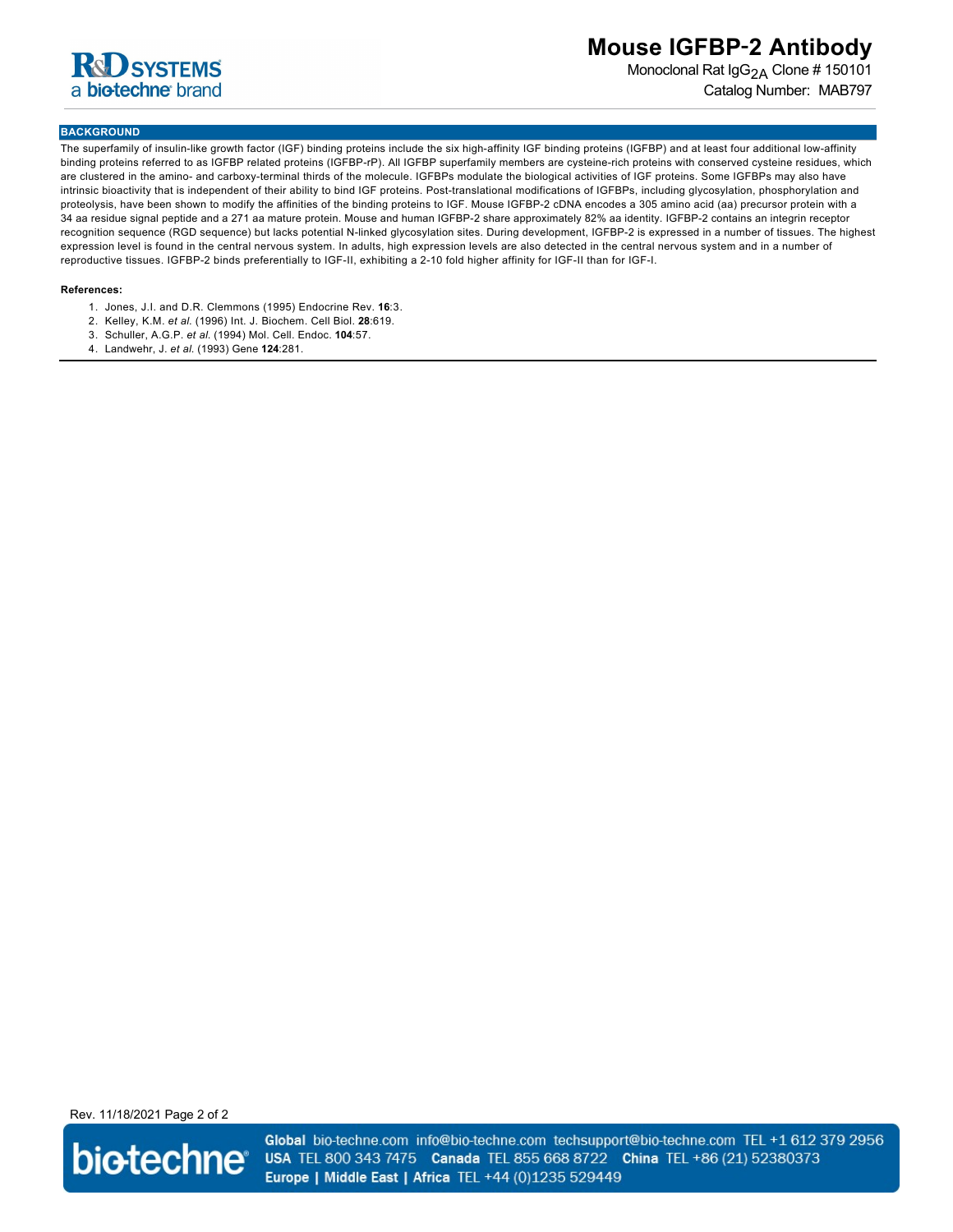# Mouse IGFBP-2 Antibody

Monoclonal Rat $IgG_{2A}$ Clone # 150101

Catalog Number: MAB797

## BACKGROUND

The superfamily of insulin-like growth factor (IGF) binding proteins include the six high-affinity IGF binding proteins (IGFBP) and at least four additional low-affinity binding proteins referred to as IGFBP related proteins (IGFBP-rP). All IGFBP superfamily members are cysteine-rich proteins with conserved cysteine residues, which are clustered in the amino- and carboxy-terminal thirds of the molecule. IGFBPs modulate the biological activities of IGF proteins. Some IGFBPs may also have intrinsic bioactivity that is independent of their ability to bind IGF proteins. Post-translational modifications of IGFBPs, including glycosylation, phosphorylation and proteolysis, have been shown to modify the affinities of the binding proteins to IGF. Mouse IGFBP-2 cDNA encodes a 305 amino acid (aa) precursor protein with a 34 aa residue signal peptide and a 271 aa mature protein. Mouse and human IGFBP-2 share approximately 82% aa identity. IGFBP-2 contains an integrin receptor recognition sequence (RGD sequence) but lacks potential N-linked glycosylation sites. During development, IGFBP-2 is expressed in a number of tissues. The highest expression level is found in the central nervous system. In adults, high expression levels are also detected in the central nervous system and in a number of reproductive tissues. IGFBP-2 binds preferentially to IGF-II, exhibiting a 2-10 fold higher affinity for IGF-II than for IGF-I.

**References:**

1. Jones, J.I. and D.R. Clemmons (1995) Endocrine Rev. **16**:3.
2. Kelley, K.M. *et al.* (1996) Int. J. Biochem. Cell Biol. **28**:619.
3. Schuller, A.G.P. *et al.* (1994) Mol. Cell. Endoc. **104**:57.
4. Landwehr, J. *et al.* (1993) Gene **124**:281.

Rev. 11/18/2021

Global bio-techne.com info@bio-techne.com techsupport@bio-techne.com TEL +1 612 379 2956 USA TEL 800 343 7475 Canada TEL 855 668 8722 China TEL +86 (21) 52380373 Europe | Middle East | Africa TEL +44 (0)1235 529449